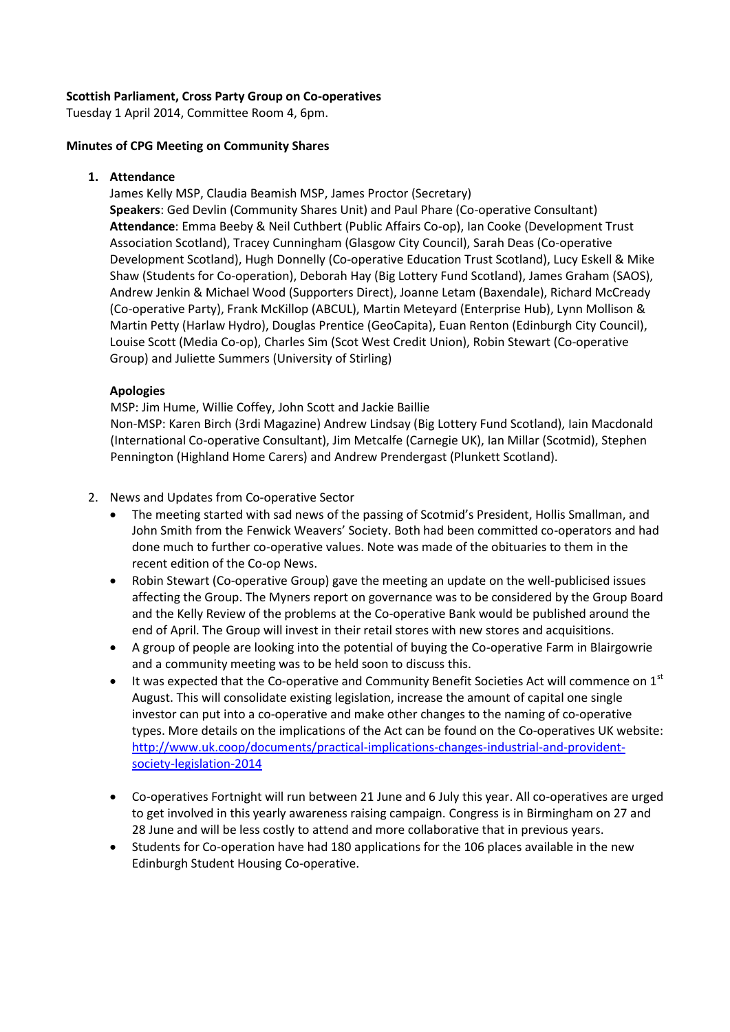**Scottish Parliament, Cross Party Group on Co-operatives**

Tuesday 1 April 2014, Committee Room 4, 6pm.

**Minutes of CPG Meeting on Community Shares**

1. **Attendance**

   James Kelly MSP, Claudia Beamish MSP, James Proctor (Secretary)

   **Speakers**: Ged Devlin (Community Shares Unit) and Paul Phare (Co-operative Consultant)

   **Attendance**: Emma Beeby & Neil Cuthbert (Public Affairs Co-op), Ian Cooke (Development Trust Association Scotland), Tracey Cunningham (Glasgow City Council), Sarah Deas (Co-operative Development Scotland), Hugh Donnelly (Co-operative Education Trust Scotland), Lucy Eskell & Mike Shaw (Students for Co-operation), Deborah Hay (Big Lottery Fund Scotland), James Graham (SAOS), Andrew Jenkin & Michael Wood (Supporters Direct), Joanne Letam (Baxendale), Richard McCready (Co-operative Party), Frank McKillop (ABCUL), Martin Meteyard (Enterprise Hub), Lynn Mollison & Martin Petty (Harlaw Hydro), Douglas Prentice (GeoCapita), Euan Renton (Edinburgh City Council), Louise Scott (Media Co-op), Charles Sim (Scot West Credit Union), Robin Stewart (Co-operative Group) and Juliette Summers (University of Stirling)

   **Apologies**

   MSP: Jim Hume, Willie Coffey, John Scott and Jackie Baillie

   Non-MSP: Karen Birch (3rdi Magazine) Andrew Lindsay (Big Lottery Fund Scotland), Iain Macdonald (International Co-operative Consultant), Jim Metcalfe (Carnegie UK), Ian Millar (Scotmid), Stephen Pennington (Highland Home Carers) and Andrew Prendergast (Plunkett Scotland).

2. News and Updates from Co-operative Sector
   - The meeting started with sad news of the passing of Scotmid's President, Hollis Smallman, and John Smith from the Fenwick Weavers' Society. Both had been committed co-operators and had done much to further co-operative values. Note was made of the obituaries to them in the recent edition of the Co-op News.
   - Robin Stewart (Co-operative Group) gave the meeting an update on the well-publicised issues affecting the Group. The Myners report on governance was to be considered by the Group Board and the Kelly Review of the problems at the Co-operative Bank would be published around the end of April. The Group will invest in their retail stores with new stores and acquisitions.
   - A group of people are looking into the potential of buying the Co-operative Farm in Blairgowrie and a community meeting was to be held soon to discuss this.
   - It was expected that the Co-operative and Community Benefit Societies Act will commence on 1st August. This will consolidate existing legislation, increase the amount of capital one single investor can put into a co-operative and make other changes to the naming of co-operative types. More details on the implications of the Act can be found on the Co-operatives UK website: [http://www.uk.coop/documents/practical-implications-changes-industrial-and-provident-society-legislation-2014](http://www.uk.coop/documents/practical-implications-changes-industrial-and-provident-society-legislation-2014)
   - Co-operatives Fortnight will run between 21 June and 6 July this year. All co-operatives are urged to get involved in this yearly awareness raising campaign. Congress is in Birmingham on 27 and 28 June and will be less costly to attend and more collaborative that in previous years.
   - Students for Co-operation have had 180 applications for the 106 places available in the new Edinburgh Student Housing Co-operative.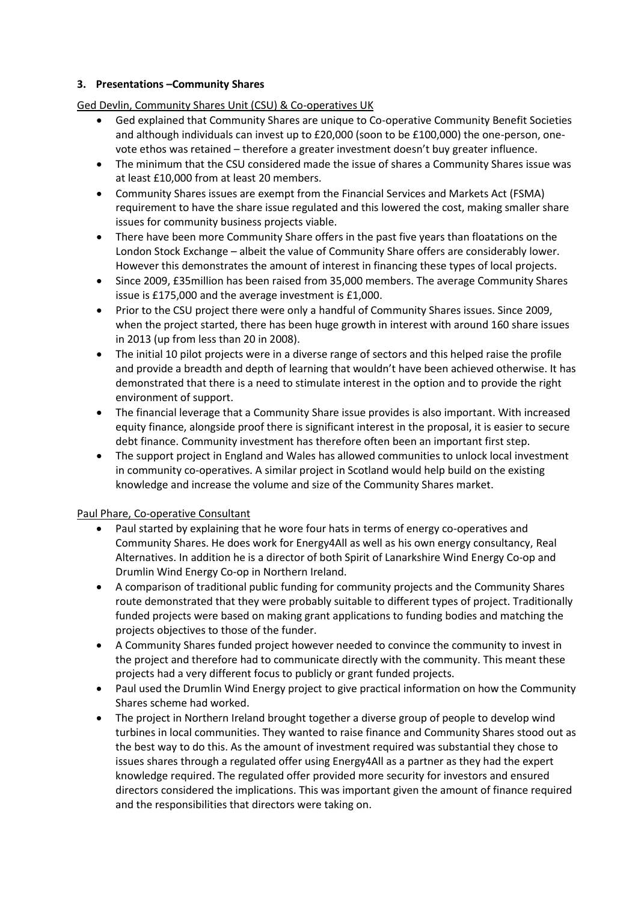### 3. Presentations –Community Shares

Ged Devlin, Community Shares Unit (CSU) & Co-operatives UK

- Ged explained that Community Shares are unique to Co-operative Community Benefit Societies and although individuals can invest up to £20,000 (soon to be £100,000) the one-person, one-vote ethos was retained – therefore a greater investment doesn't buy greater influence.
- The minimum that the CSU considered made the issue of shares a Community Shares issue was at least £10,000 from at least 20 members.
- Community Shares issues are exempt from the Financial Services and Markets Act (FSMA) requirement to have the share issue regulated and this lowered the cost, making smaller share issues for community business projects viable.
- There have been more Community Share offers in the past five years than floatations on the London Stock Exchange – albeit the value of Community Share offers are considerably lower. However this demonstrates the amount of interest in financing these types of local projects.
- Since 2009, £35million has been raised from 35,000 members. The average Community Shares issue is £175,000 and the average investment is £1,000.
- Prior to the CSU project there were only a handful of Community Shares issues. Since 2009, when the project started, there has been huge growth in interest with around 160 share issues in 2013 (up from less than 20 in 2008).
- The initial 10 pilot projects were in a diverse range of sectors and this helped raise the profile and provide a breadth and depth of learning that wouldn't have been achieved otherwise. It has demonstrated that there is a need to stimulate interest in the option and to provide the right environment of support.
- The financial leverage that a Community Share issue provides is also important. With increased equity finance, alongside proof there is significant interest in the proposal, it is easier to secure debt finance. Community investment has therefore often been an important first step.
- The support project in England and Wales has allowed communities to unlock local investment in community co-operatives. A similar project in Scotland would help build on the existing knowledge and increase the volume and size of the Community Shares market.

Paul Phare, Co-operative Consultant

- Paul started by explaining that he wore four hats in terms of energy co-operatives and Community Shares. He does work for Energy4All as well as his own energy consultancy, Real Alternatives. In addition he is a director of both Spirit of Lanarkshire Wind Energy Co-op and Drumlin Wind Energy Co-op in Northern Ireland.
- A comparison of traditional public funding for community projects and the Community Shares route demonstrated that they were probably suitable to different types of project. Traditionally funded projects were based on making grant applications to funding bodies and matching the projects objectives to those of the funder.
- A Community Shares funded project however needed to convince the community to invest in the project and therefore had to communicate directly with the community. This meant these projects had a very different focus to publicly or grant funded projects.
- Paul used the Drumlin Wind Energy project to give practical information on how the Community Shares scheme had worked.
- The project in Northern Ireland brought together a diverse group of people to develop wind turbines in local communities. They wanted to raise finance and Community Shares stood out as the best way to do this. As the amount of investment required was substantial they chose to issues shares through a regulated offer using Energy4All as a partner as they had the expert knowledge required. The regulated offer provided more security for investors and ensured directors considered the implications. This was important given the amount of finance required and the responsibilities that directors were taking on.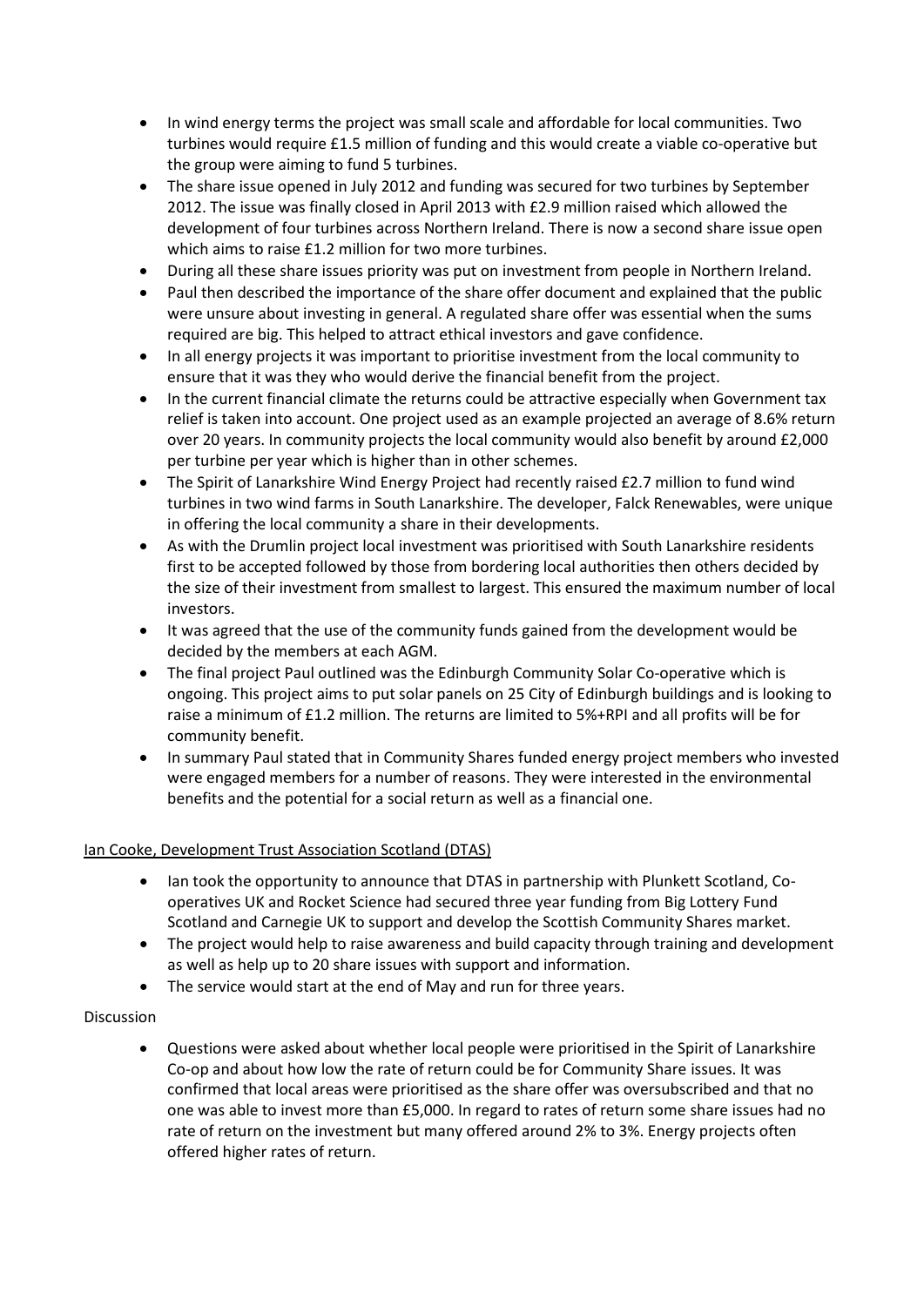- In wind energy terms the project was small scale and affordable for local communities. Two turbines would require £1.5 million of funding and this would create a viable co-operative but the group were aiming to fund 5 turbines.
- The share issue opened in July 2012 and funding was secured for two turbines by September 2012. The issue was finally closed in April 2013 with £2.9 million raised which allowed the development of four turbines across Northern Ireland. There is now a second share issue open which aims to raise £1.2 million for two more turbines.
- During all these share issues priority was put on investment from people in Northern Ireland.
- Paul then described the importance of the share offer document and explained that the public were unsure about investing in general. A regulated share offer was essential when the sums required are big. This helped to attract ethical investors and gave confidence.
- In all energy projects it was important to prioritise investment from the local community to ensure that it was they who would derive the financial benefit from the project.
- In the current financial climate the returns could be attractive especially when Government tax relief is taken into account. One project used as an example projected an average of 8.6% return over 20 years. In community projects the local community would also benefit by around £2,000 per turbine per year which is higher than in other schemes.
- The Spirit of Lanarkshire Wind Energy Project had recently raised £2.7 million to fund wind turbines in two wind farms in South Lanarkshire. The developer, Falck Renewables, were unique in offering the local community a share in their developments.
- As with the Drumlin project local investment was prioritised with South Lanarkshire residents first to be accepted followed by those from bordering local authorities then others decided by the size of their investment from smallest to largest. This ensured the maximum number of local investors.
- It was agreed that the use of the community funds gained from the development would be decided by the members at each AGM.
- The final project Paul outlined was the Edinburgh Community Solar Co-operative which is ongoing. This project aims to put solar panels on 25 City of Edinburgh buildings and is looking to raise a minimum of £1.2 million. The returns are limited to 5%+RPI and all profits will be for community benefit.
- In summary Paul stated that in Community Shares funded energy project members who invested were engaged members for a number of reasons. They were interested in the environmental benefits and the potential for a social return as well as a financial one.

<u>Ian Cooke, Development Trust Association Scotland (DTAS)</u>

- Ian took the opportunity to announce that DTAS in partnership with Plunkett Scotland, Co-operatives UK and Rocket Science had secured three year funding from Big Lottery Fund Scotland and Carnegie UK to support and develop the Scottish Community Shares market.
- The project would help to raise awareness and build capacity through training and development as well as help up to 20 share issues with support and information.
- The service would start at the end of May and run for three years.

Discussion

- Questions were asked about whether local people were prioritised in the Spirit of Lanarkshire Co-op and about how low the rate of return could be for Community Share issues. It was confirmed that local areas were prioritised as the share offer was oversubscribed and that no one was able to invest more than £5,000. In regard to rates of return some share issues had no rate of return on the investment but many offered around 2% to 3%. Energy projects often offered higher rates of return.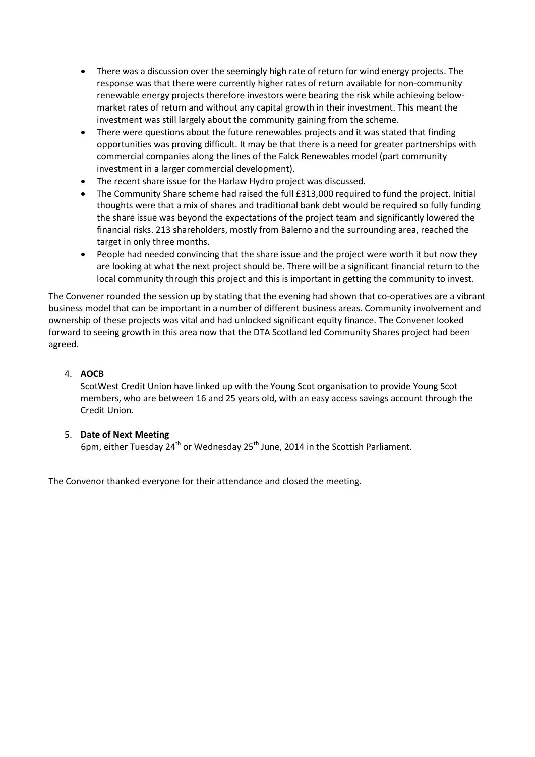- There was a discussion over the seemingly high rate of return for wind energy projects. The response was that there were currently higher rates of return available for non-community renewable energy projects therefore investors were bearing the risk while achieving below-market rates of return and without any capital growth in their investment. This meant the investment was still largely about the community gaining from the scheme.
- There were questions about the future renewables projects and it was stated that finding opportunities was proving difficult. It may be that there is a need for greater partnerships with commercial companies along the lines of the Falck Renewables model (part community investment in a larger commercial development).
- The recent share issue for the Harlaw Hydro project was discussed.
- The Community Share scheme had raised the full £313,000 required to fund the project. Initial thoughts were that a mix of shares and traditional bank debt would be required so fully funding the share issue was beyond the expectations of the project team and significantly lowered the financial risks. 213 shareholders, mostly from Balerno and the surrounding area, reached the target in only three months.
- People had needed convincing that the share issue and the project were worth it but now they are looking at what the next project should be. There will be a significant financial return to the local community through this project and this is important in getting the community to invest.

The Convener rounded the session up by stating that the evening had shown that co-operatives are a vibrant business model that can be important in a number of different business areas. Community involvement and ownership of these projects was vital and had unlocked significant equity finance. The Convener looked forward to seeing growth in this area now that the DTA Scotland led Community Shares project had been agreed.

4. **AOCB**

   ScotWest Credit Union have linked up with the Young Scot organisation to provide Young Scot members, who are between 16 and 25 years old, with an easy access savings account through the Credit Union.

5. **Date of Next Meeting**

   6pm, either Tuesday 24th or Wednesday 25th June, 2014 in the Scottish Parliament.

The Convenor thanked everyone for their attendance and closed the meeting.